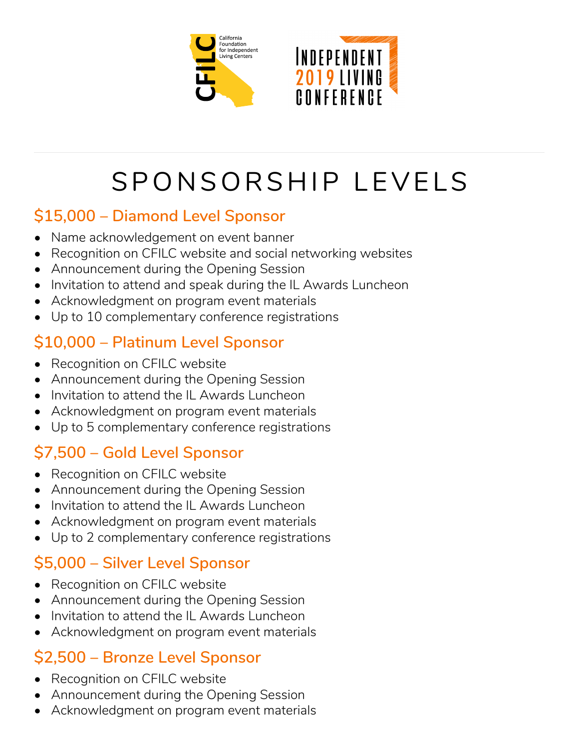CFILC California Foundation for Independent Living Centers

INDEPENDENT 2019 LIVING CONFERENCE

# SPONSORSHIP LEVELS

## $15,000 – Diamond Level Sponsor

- Name acknowledgement on event banner
- Recognition on CFILC website and social networking websites
- Announcement during the Opening Session
- Invitation to attend and speak during the IL Awards Luncheon
- Acknowledgment on program event materials
- Up to 10 complementary conference registrations

## $10,000 – Platinum Level Sponsor

- Recognition on CFILC website
- Announcement during the Opening Session
- Invitation to attend the IL Awards Luncheon
- Acknowledgment on program event materials
- Up to 5 complementary conference registrations

## $7,500 – Gold Level Sponsor

- Recognition on CFILC website
- Announcement during the Opening Session
- Invitation to attend the IL Awards Luncheon
- Acknowledgment on program event materials
- Up to 2 complementary conference registrations

## $5,000 – Silver Level Sponsor

- Recognition on CFILC website
- Announcement during the Opening Session
- Invitation to attend the IL Awards Luncheon
- Acknowledgment on program event materials

## $2,500 – Bronze Level Sponsor

- Recognition on CFILC website
- Announcement during the Opening Session
- Acknowledgment on program event materials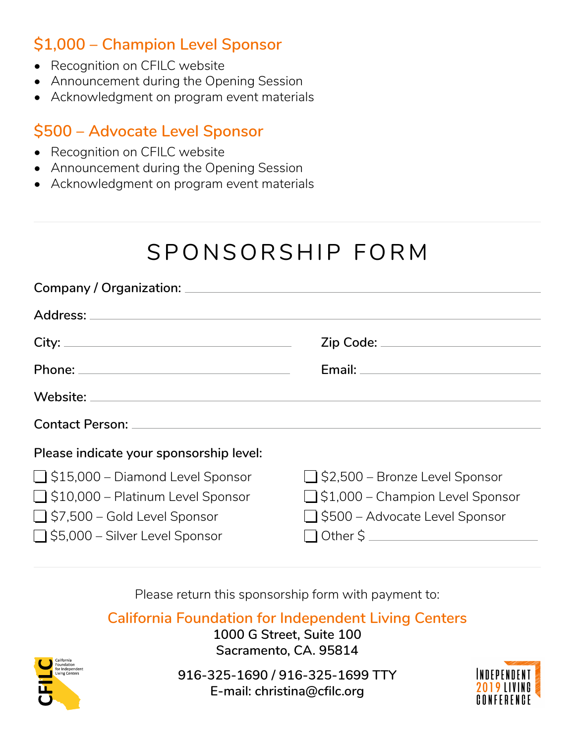## $1,000 – Champion Level Sponsor

- Recognition on CFILC website
- Announcement during the Opening Session
- Acknowledgment on program event materials

## $500 – Advocate Level Sponsor

- Recognition on CFILC website
- Announcement during the Opening Session
- Acknowledgment on program event materials

---

# SPONSORSHIP FORM

**Company / Organization:** ______________________________

**Address:** ______________________________

**City:** ______________________________ **Zip Code:** ______________________________

**Phone:** ______________________________ **Email:** ______________________________

**Website:** ______________________________

**Contact Person:** ______________________________

**Please indicate your sponsorship level:**

- ☐ $15,000 – Diamond Level Sponsor
- ☐ $10,000 – Platinum Level Sponsor
- ☐ $7,500 – Gold Level Sponsor
- ☐ $5,000 – Silver Level Sponsor
- ☐ $2,500 – Bronze Level Sponsor
- ☐ $1,000 – Champion Level Sponsor
- ☐ $500 – Advocate Level Sponsor
- ☐ Other $ ______________________________

---

Please return this sponsorship form with payment to:

**California Foundation for Independent Living Centers**
**1000 G Street, Suite 100**
**Sacramento, CA. 95814**

**916-325-1690 / 916-325-1699 TTY**
**E-mail: christina@cfilc.org**

CFILC California Foundation for Independent Living Centers

INDEPENDENT 2019 LIVING CONFERENCE